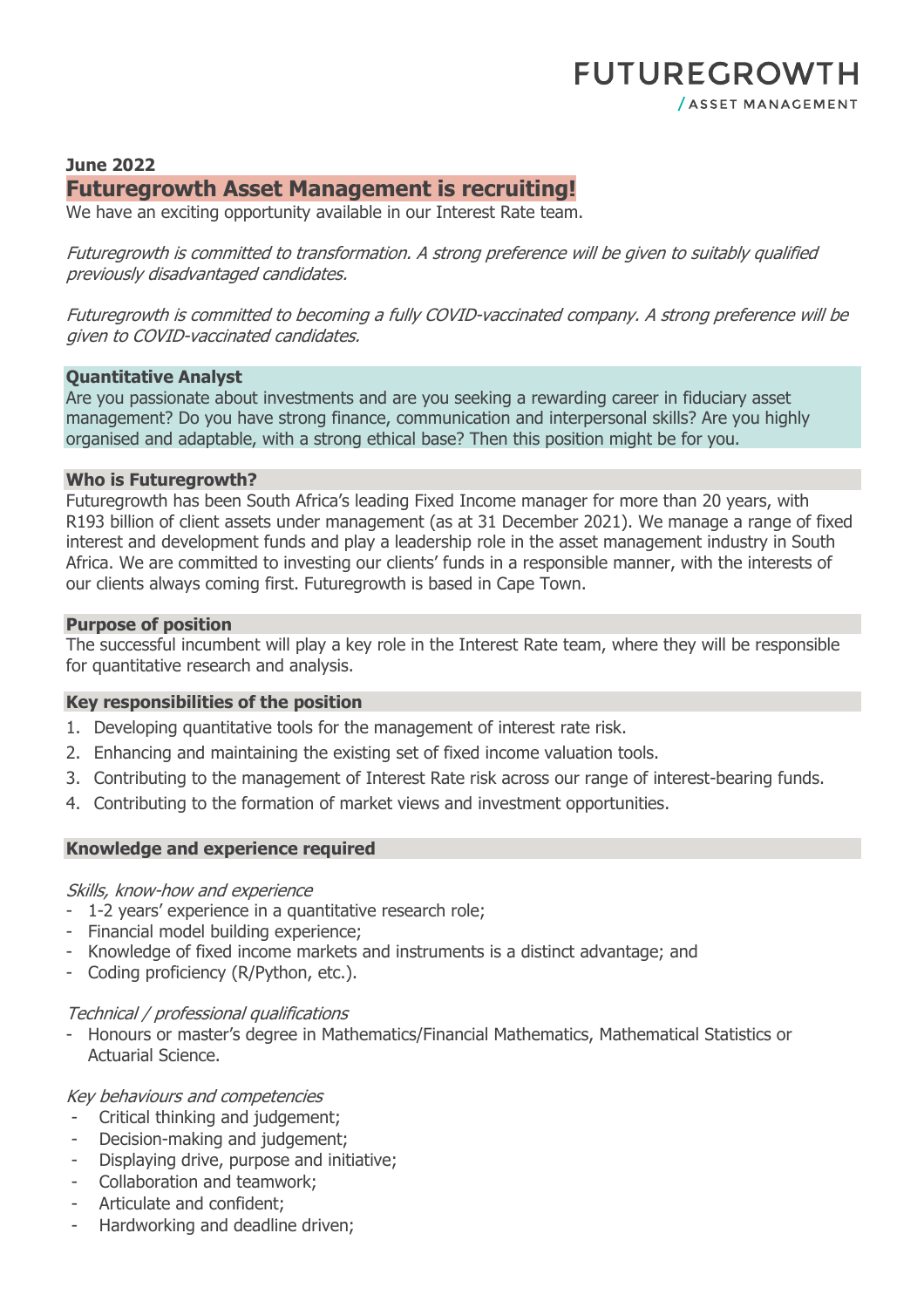**FUTUREGROWTH**
**/ ASSET MANAGEMENT**

**June 2022**

# Futuregrowth Asset Management is recruiting!

We have an exciting opportunity available in our Interest Rate team.

*Futuregrowth is committed to transformation. A strong preference will be given to suitably qualified previously disadvantaged candidates.*

*Futuregrowth is committed to becoming a fully COVID-vaccinated company. A strong preference will be given to COVID-vaccinated candidates.*

## Quantitative Analyst

Are you passionate about investments and are you seeking a rewarding career in fiduciary asset management? Do you have strong finance, communication and interpersonal skills? Are you highly organised and adaptable, with a strong ethical base? Then this position might be for you.

### Who is Futuregrowth?

Futuregrowth has been South Africa's leading Fixed Income manager for more than 20 years, with R193 billion of client assets under management (as at 31 December 2021). We manage a range of fixed interest and development funds and play a leadership role in the asset management industry in South Africa. We are committed to investing our clients' funds in a responsible manner, with the interests of our clients always coming first. Futuregrowth is based in Cape Town.

### Purpose of position

The successful incumbent will play a key role in the Interest Rate team, where they will be responsible for quantitative research and analysis.

### Key responsibilities of the position

1. Developing quantitative tools for the management of interest rate risk.
2. Enhancing and maintaining the existing set of fixed income valuation tools.
3. Contributing to the management of Interest Rate risk across our range of interest-bearing funds.
4. Contributing to the formation of market views and investment opportunities.

### Knowledge and experience required

*Skills, know-how and experience*

- 1-2 years' experience in a quantitative research role;
- Financial model building experience;
- Knowledge of fixed income markets and instruments is a distinct advantage; and
- Coding proficiency (R/Python, etc.).

*Technical / professional qualifications*

- Honours or master's degree in Mathematics/Financial Mathematics, Mathematical Statistics or Actuarial Science.

*Key behaviours and competencies*

- Critical thinking and judgement;
- Decision-making and judgement;
- Displaying drive, purpose and initiative;
- Collaboration and teamwork;
- Articulate and confident;
- Hardworking and deadline driven;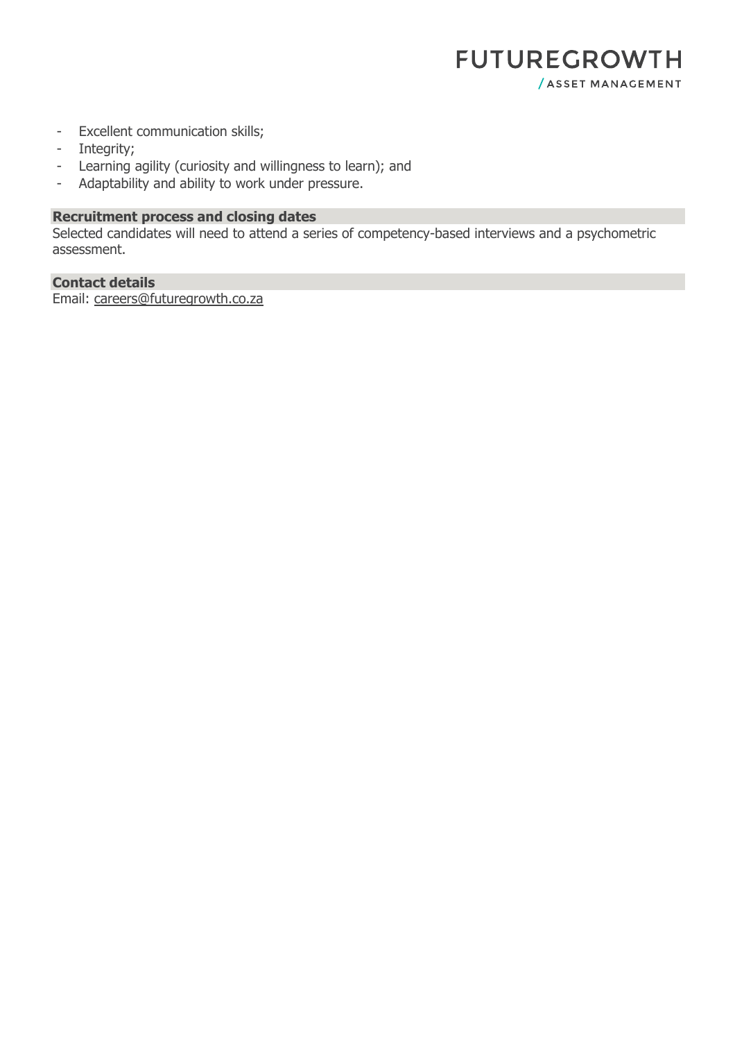- Excellent communication skills;
- Integrity;
- Learning agility (curiosity and willingness to learn); and
- Adaptability and ability to work under pressure.

## Recruitment process and closing dates

Selected candidates will need to attend a series of competency-based interviews and a psychometric assessment.

## Contact details

Email: careers@futuregrowth.co.za